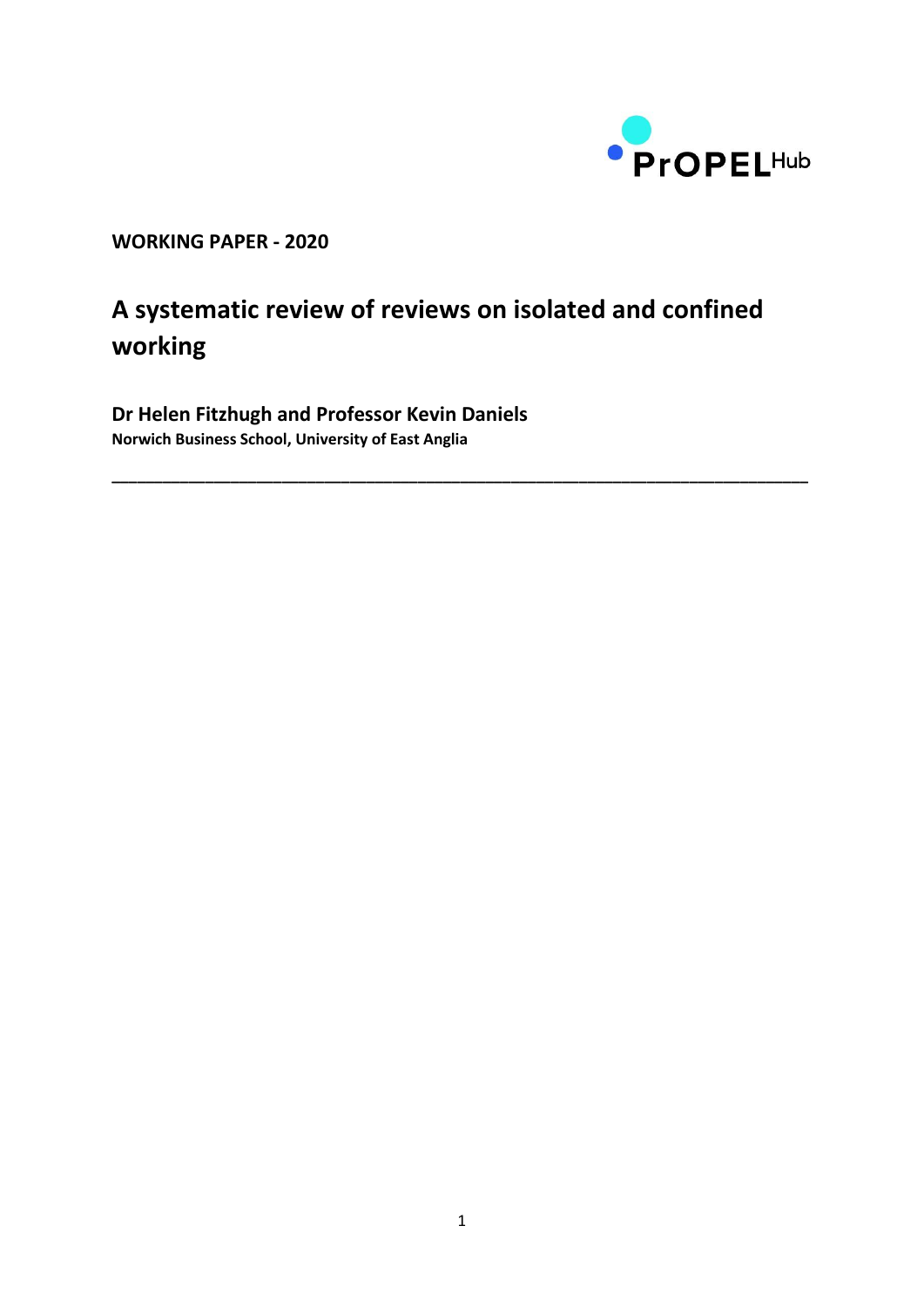PrOPEL Hub

**WORKING PAPER - 2020**

# A systematic review of reviews on isolated and confined working

**Dr Helen Fitzhugh and Professor Kevin Daniels**

**Norwich Business School, University of East Anglia**

---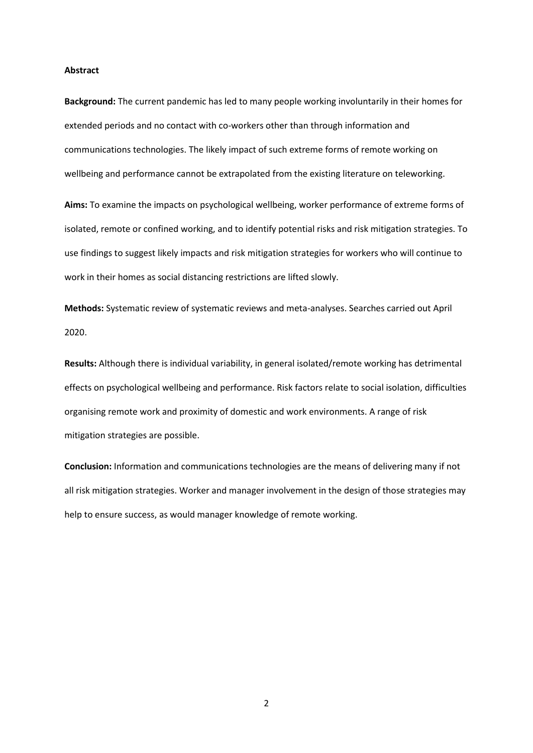**Abstract**

**Background:** The current pandemic has led to many people working involuntarily in their homes for extended periods and no contact with co-workers other than through information and communications technologies. The likely impact of such extreme forms of remote working on wellbeing and performance cannot be extrapolated from the existing literature on teleworking.

**Aims:** To examine the impacts on psychological wellbeing, worker performance of extreme forms of isolated, remote or confined working, and to identify potential risks and risk mitigation strategies. To use findings to suggest likely impacts and risk mitigation strategies for workers who will continue to work in their homes as social distancing restrictions are lifted slowly.

**Methods:** Systematic review of systematic reviews and meta-analyses. Searches carried out April 2020.

**Results:** Although there is individual variability, in general isolated/remote working has detrimental effects on psychological wellbeing and performance. Risk factors relate to social isolation, difficulties organising remote work and proximity of domestic and work environments. A range of risk mitigation strategies are possible.

**Conclusion:** Information and communications technologies are the means of delivering many if not all risk mitigation strategies. Worker and manager involvement in the design of those strategies may help to ensure success, as would manager knowledge of remote working.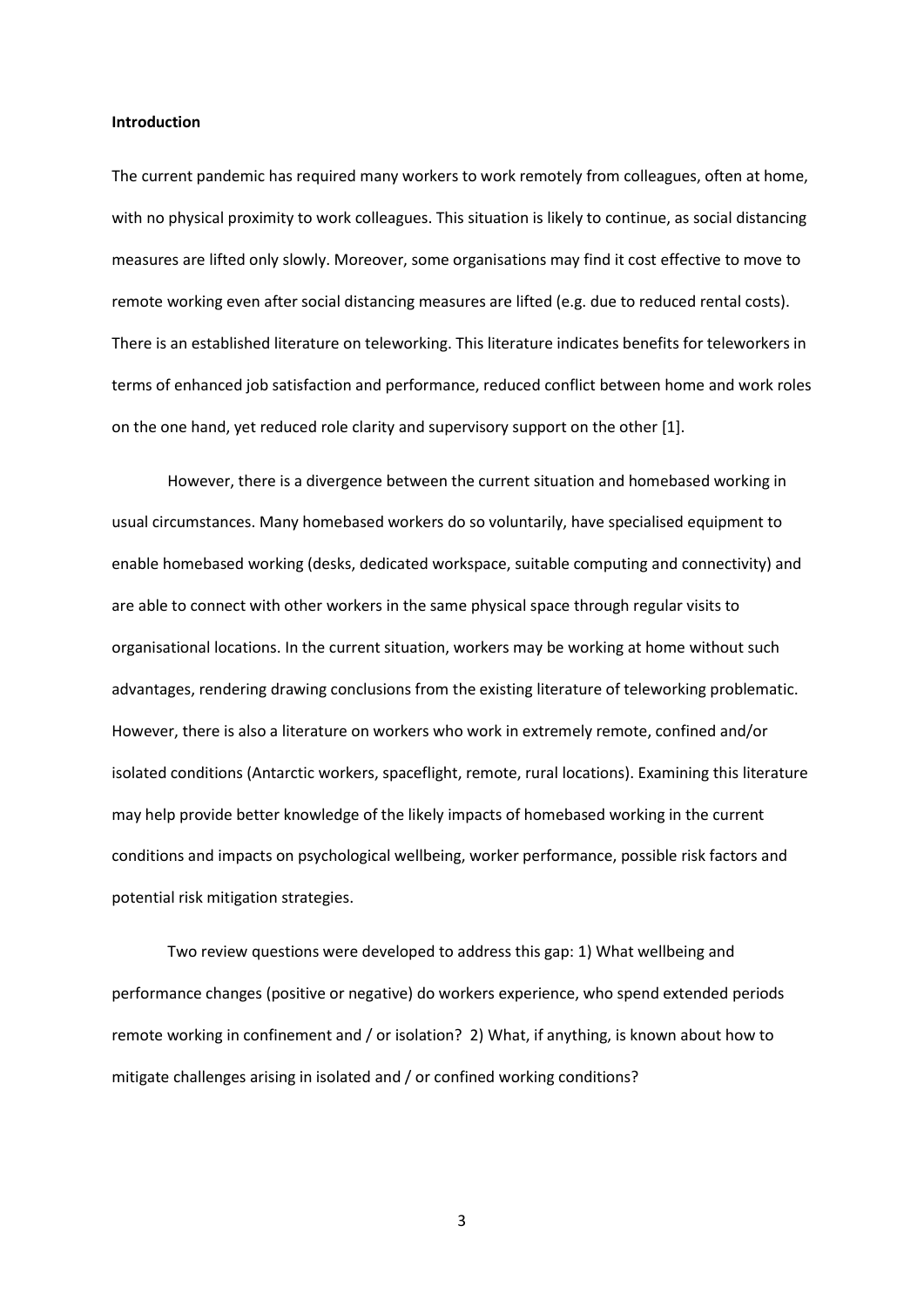**Introduction**

The current pandemic has required many workers to work remotely from colleagues, often at home, with no physical proximity to work colleagues. This situation is likely to continue, as social distancing measures are lifted only slowly. Moreover, some organisations may find it cost effective to move to remote working even after social distancing measures are lifted (e.g. due to reduced rental costs). There is an established literature on teleworking. This literature indicates benefits for teleworkers in terms of enhanced job satisfaction and performance, reduced conflict between home and work roles on the one hand, yet reduced role clarity and supervisory support on the other [1].

However, there is a divergence between the current situation and homebased working in usual circumstances. Many homebased workers do so voluntarily, have specialised equipment to enable homebased working (desks, dedicated workspace, suitable computing and connectivity) and are able to connect with other workers in the same physical space through regular visits to organisational locations. In the current situation, workers may be working at home without such advantages, rendering drawing conclusions from the existing literature of teleworking problematic. However, there is also a literature on workers who work in extremely remote, confined and/or isolated conditions (Antarctic workers, spaceflight, remote, rural locations). Examining this literature may help provide better knowledge of the likely impacts of homebased working in the current conditions and impacts on psychological wellbeing, worker performance, possible risk factors and potential risk mitigation strategies.

Two review questions were developed to address this gap: 1) What wellbeing and performance changes (positive or negative) do workers experience, who spend extended periods remote working in confinement and / or isolation? 2) What, if anything, is known about how to mitigate challenges arising in isolated and / or confined working conditions?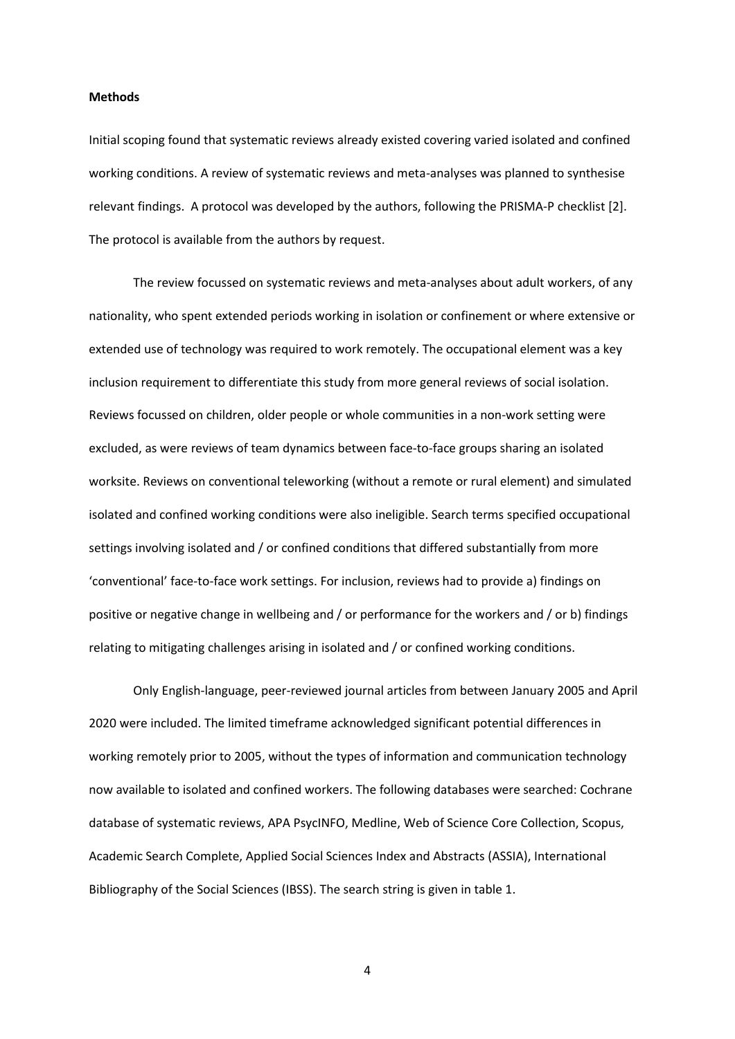**Methods**

Initial scoping found that systematic reviews already existed covering varied isolated and confined working conditions. A review of systematic reviews and meta-analyses was planned to synthesise relevant findings. A protocol was developed by the authors, following the PRISMA-P checklist [2]. The protocol is available from the authors by request.

The review focussed on systematic reviews and meta-analyses about adult workers, of any nationality, who spent extended periods working in isolation or confinement or where extensive or extended use of technology was required to work remotely. The occupational element was a key inclusion requirement to differentiate this study from more general reviews of social isolation. Reviews focussed on children, older people or whole communities in a non-work setting were excluded, as were reviews of team dynamics between face-to-face groups sharing an isolated worksite. Reviews on conventional teleworking (without a remote or rural element) and simulated isolated and confined working conditions were also ineligible. Search terms specified occupational settings involving isolated and / or confined conditions that differed substantially from more 'conventional' face-to-face work settings. For inclusion, reviews had to provide a) findings on positive or negative change in wellbeing and / or performance for the workers and / or b) findings relating to mitigating challenges arising in isolated and / or confined working conditions.

Only English-language, peer-reviewed journal articles from between January 2005 and April 2020 were included. The limited timeframe acknowledged significant potential differences in working remotely prior to 2005, without the types of information and communication technology now available to isolated and confined workers. The following databases were searched: Cochrane database of systematic reviews, APA PsycINFO, Medline, Web of Science Core Collection, Scopus, Academic Search Complete, Applied Social Sciences Index and Abstracts (ASSIA), International Bibliography of the Social Sciences (IBSS). The search string is given in table 1.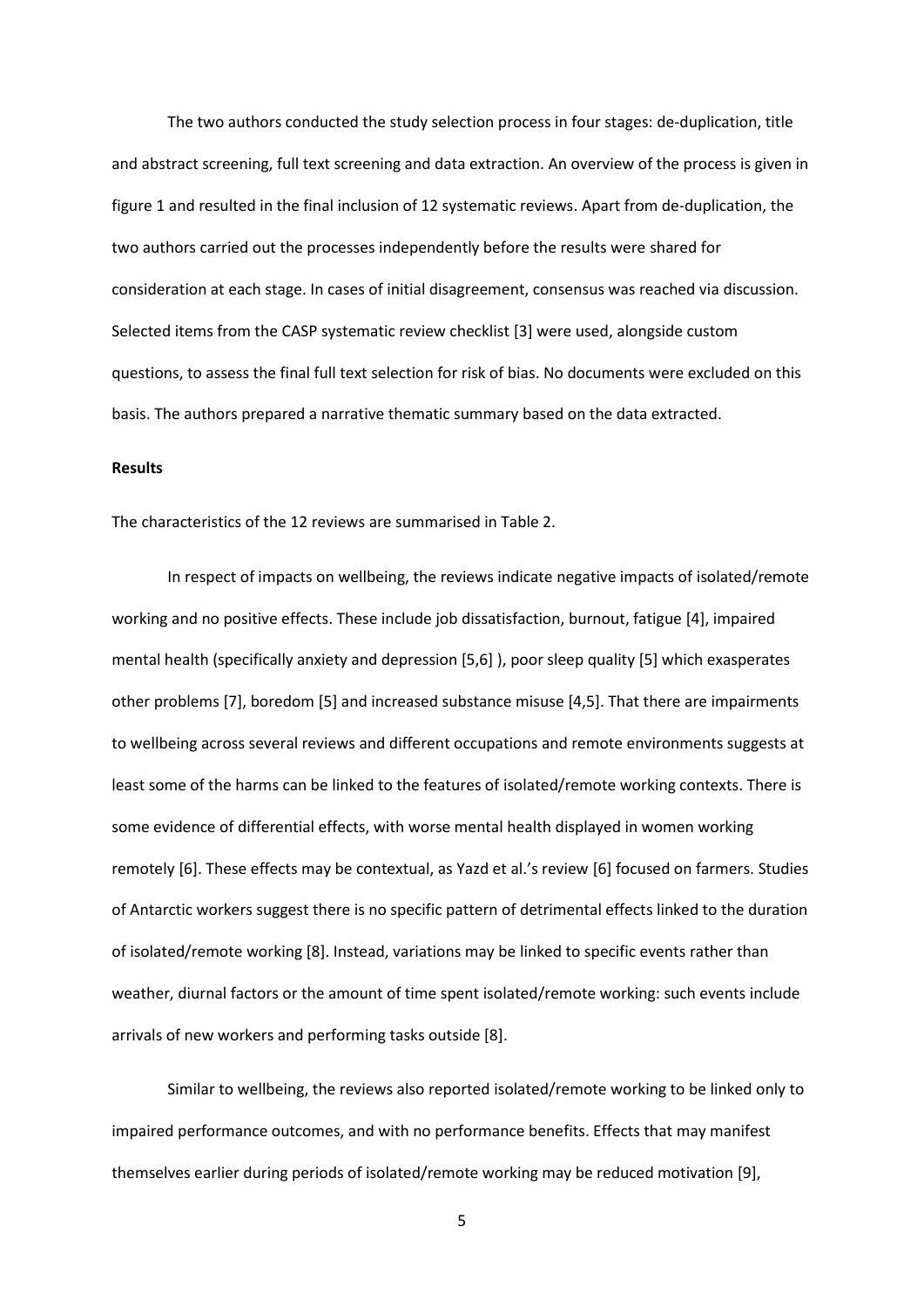The two authors conducted the study selection process in four stages: de-duplication, title and abstract screening, full text screening and data extraction. An overview of the process is given in figure 1 and resulted in the final inclusion of 12 systematic reviews. Apart from de-duplication, the two authors carried out the processes independently before the results were shared for consideration at each stage. In cases of initial disagreement, consensus was reached via discussion. Selected items from the CASP systematic review checklist [3] were used, alongside custom questions, to assess the final full text selection for risk of bias. No documents were excluded on this basis. The authors prepared a narrative thematic summary based on the data extracted.

**Results**

The characteristics of the 12 reviews are summarised in Table 2.

In respect of impacts on wellbeing, the reviews indicate negative impacts of isolated/remote working and no positive effects. These include job dissatisfaction, burnout, fatigue [4], impaired mental health (specifically anxiety and depression [5,6] ), poor sleep quality [5] which exasperates other problems [7], boredom [5] and increased substance misuse [4,5]. That there are impairments to wellbeing across several reviews and different occupations and remote environments suggests at least some of the harms can be linked to the features of isolated/remote working contexts. There is some evidence of differential effects, with worse mental health displayed in women working remotely [6]. These effects may be contextual, as Yazd et al.'s review [6] focused on farmers. Studies of Antarctic workers suggest there is no specific pattern of detrimental effects linked to the duration of isolated/remote working [8]. Instead, variations may be linked to specific events rather than weather, diurnal factors or the amount of time spent isolated/remote working: such events include arrivals of new workers and performing tasks outside [8].

Similar to wellbeing, the reviews also reported isolated/remote working to be linked only to impaired performance outcomes, and with no performance benefits. Effects that may manifest themselves earlier during periods of isolated/remote working may be reduced motivation [9],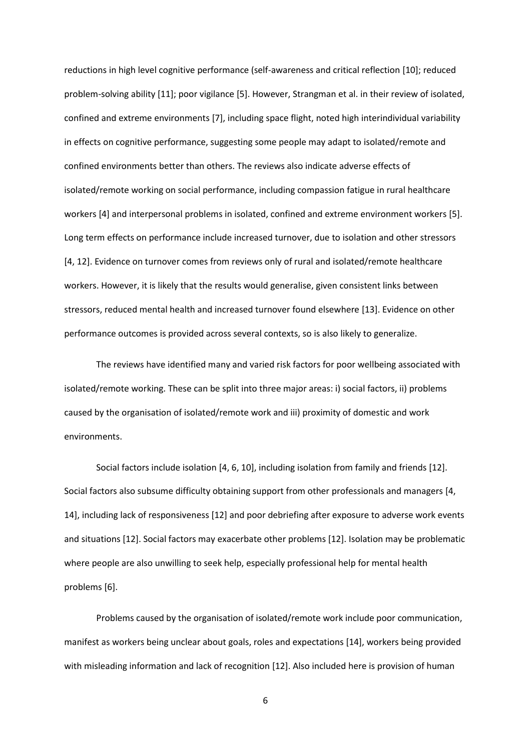reductions in high level cognitive performance (self-awareness and critical reflection [10]; reduced problem-solving ability [11]; poor vigilance [5]. However, Strangman et al. in their review of isolated, confined and extreme environments [7], including space flight, noted high interindividual variability in effects on cognitive performance, suggesting some people may adapt to isolated/remote and confined environments better than others. The reviews also indicate adverse effects of isolated/remote working on social performance, including compassion fatigue in rural healthcare workers [4] and interpersonal problems in isolated, confined and extreme environment workers [5]. Long term effects on performance include increased turnover, due to isolation and other stressors [4, 12]. Evidence on turnover comes from reviews only of rural and isolated/remote healthcare workers. However, it is likely that the results would generalise, given consistent links between stressors, reduced mental health and increased turnover found elsewhere [13]. Evidence on other performance outcomes is provided across several contexts, so is also likely to generalize.

The reviews have identified many and varied risk factors for poor wellbeing associated with isolated/remote working. These can be split into three major areas: i) social factors, ii) problems caused by the organisation of isolated/remote work and iii) proximity of domestic and work environments.

Social factors include isolation [4, 6, 10], including isolation from family and friends [12]. Social factors also subsume difficulty obtaining support from other professionals and managers [4, 14], including lack of responsiveness [12] and poor debriefing after exposure to adverse work events and situations [12]. Social factors may exacerbate other problems [12]. Isolation may be problematic where people are also unwilling to seek help, especially professional help for mental health problems [6].

Problems caused by the organisation of isolated/remote work include poor communication, manifest as workers being unclear about goals, roles and expectations [14], workers being provided with misleading information and lack of recognition [12]. Also included here is provision of human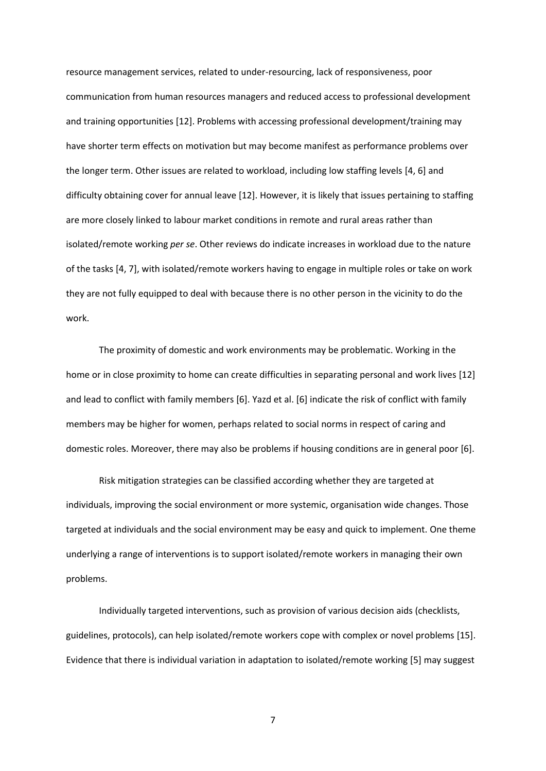resource management services, related to under-resourcing, lack of responsiveness, poor communication from human resources managers and reduced access to professional development and training opportunities [12]. Problems with accessing professional development/training may have shorter term effects on motivation but may become manifest as performance problems over the longer term. Other issues are related to workload, including low staffing levels [4, 6] and difficulty obtaining cover for annual leave [12]. However, it is likely that issues pertaining to staffing are more closely linked to labour market conditions in remote and rural areas rather than isolated/remote working *per se*. Other reviews do indicate increases in workload due to the nature of the tasks [4, 7], with isolated/remote workers having to engage in multiple roles or take on work they are not fully equipped to deal with because there is no other person in the vicinity to do the work.

The proximity of domestic and work environments may be problematic. Working in the home or in close proximity to home can create difficulties in separating personal and work lives [12] and lead to conflict with family members [6]. Yazd et al. [6] indicate the risk of conflict with family members may be higher for women, perhaps related to social norms in respect of caring and domestic roles. Moreover, there may also be problems if housing conditions are in general poor [6].

Risk mitigation strategies can be classified according whether they are targeted at individuals, improving the social environment or more systemic, organisation wide changes. Those targeted at individuals and the social environment may be easy and quick to implement. One theme underlying a range of interventions is to support isolated/remote workers in managing their own problems.

Individually targeted interventions, such as provision of various decision aids (checklists, guidelines, protocols), can help isolated/remote workers cope with complex or novel problems [15]. Evidence that there is individual variation in adaptation to isolated/remote working [5] may suggest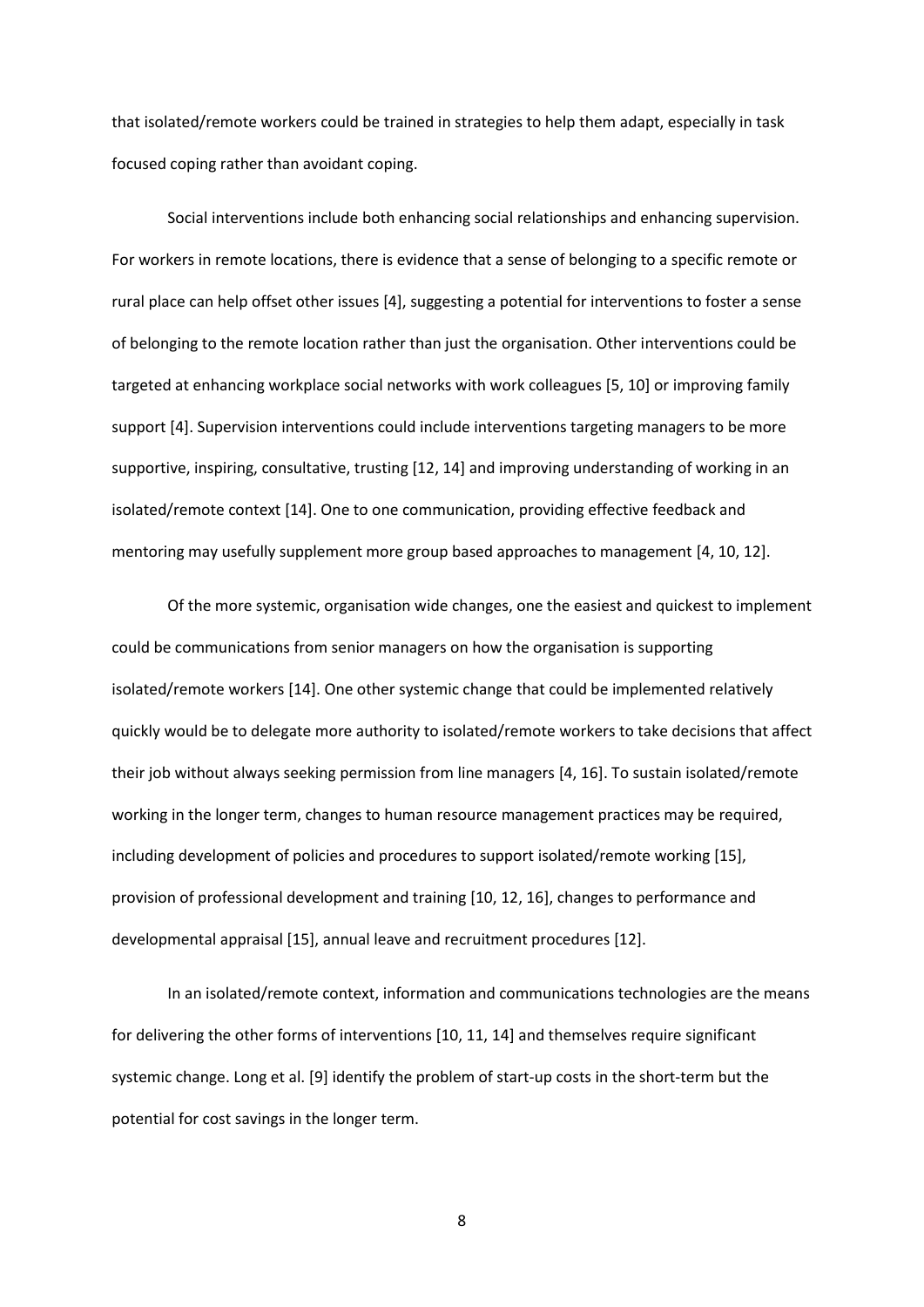that isolated/remote workers could be trained in strategies to help them adapt, especially in task focused coping rather than avoidant coping.

Social interventions include both enhancing social relationships and enhancing supervision. For workers in remote locations, there is evidence that a sense of belonging to a specific remote or rural place can help offset other issues [4], suggesting a potential for interventions to foster a sense of belonging to the remote location rather than just the organisation. Other interventions could be targeted at enhancing workplace social networks with work colleagues [5, 10] or improving family support [4]. Supervision interventions could include interventions targeting managers to be more supportive, inspiring, consultative, trusting [12, 14] and improving understanding of working in an isolated/remote context [14]. One to one communication, providing effective feedback and mentoring may usefully supplement more group based approaches to management [4, 10, 12].

Of the more systemic, organisation wide changes, one the easiest and quickest to implement could be communications from senior managers on how the organisation is supporting isolated/remote workers [14]. One other systemic change that could be implemented relatively quickly would be to delegate more authority to isolated/remote workers to take decisions that affect their job without always seeking permission from line managers [4, 16]. To sustain isolated/remote working in the longer term, changes to human resource management practices may be required, including development of policies and procedures to support isolated/remote working [15], provision of professional development and training [10, 12, 16], changes to performance and developmental appraisal [15], annual leave and recruitment procedures [12].

In an isolated/remote context, information and communications technologies are the means for delivering the other forms of interventions [10, 11, 14] and themselves require significant systemic change. Long et al. [9] identify the problem of start-up costs in the short-term but the potential for cost savings in the longer term.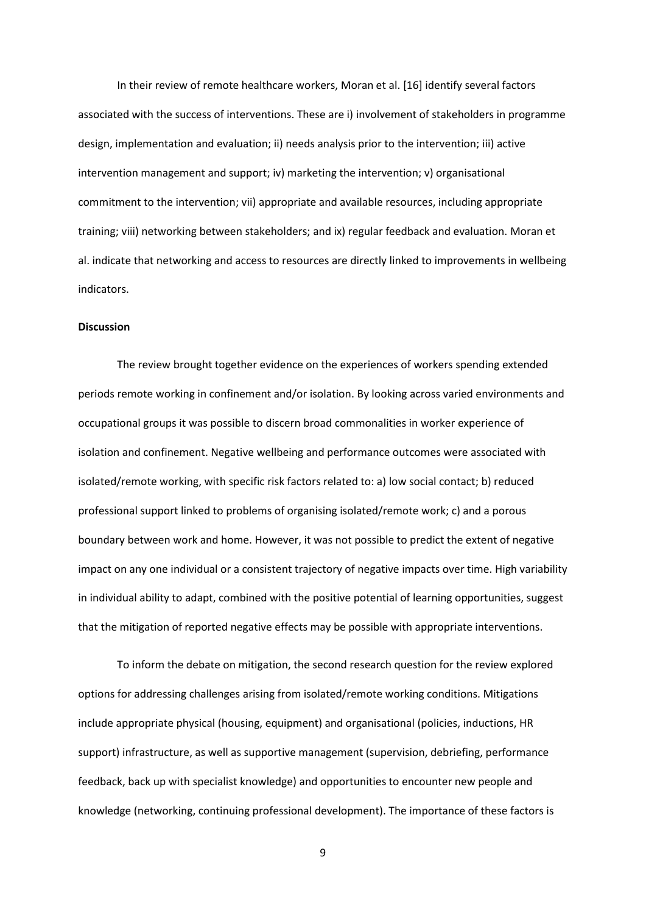In their review of remote healthcare workers, Moran et al. [16] identify several factors associated with the success of interventions. These are i) involvement of stakeholders in programme design, implementation and evaluation; ii) needs analysis prior to the intervention; iii) active intervention management and support; iv) marketing the intervention; v) organisational commitment to the intervention; vii) appropriate and available resources, including appropriate training; viii) networking between stakeholders; and ix) regular feedback and evaluation. Moran et al. indicate that networking and access to resources are directly linked to improvements in wellbeing indicators.

**Discussion**

The review brought together evidence on the experiences of workers spending extended periods remote working in confinement and/or isolation. By looking across varied environments and occupational groups it was possible to discern broad commonalities in worker experience of isolation and confinement. Negative wellbeing and performance outcomes were associated with isolated/remote working, with specific risk factors related to: a) low social contact; b) reduced professional support linked to problems of organising isolated/remote work; c) and a porous boundary between work and home. However, it was not possible to predict the extent of negative impact on any one individual or a consistent trajectory of negative impacts over time. High variability in individual ability to adapt, combined with the positive potential of learning opportunities, suggest that the mitigation of reported negative effects may be possible with appropriate interventions.

To inform the debate on mitigation, the second research question for the review explored options for addressing challenges arising from isolated/remote working conditions. Mitigations include appropriate physical (housing, equipment) and organisational (policies, inductions, HR support) infrastructure, as well as supportive management (supervision, debriefing, performance feedback, back up with specialist knowledge) and opportunities to encounter new people and knowledge (networking, continuing professional development). The importance of these factors is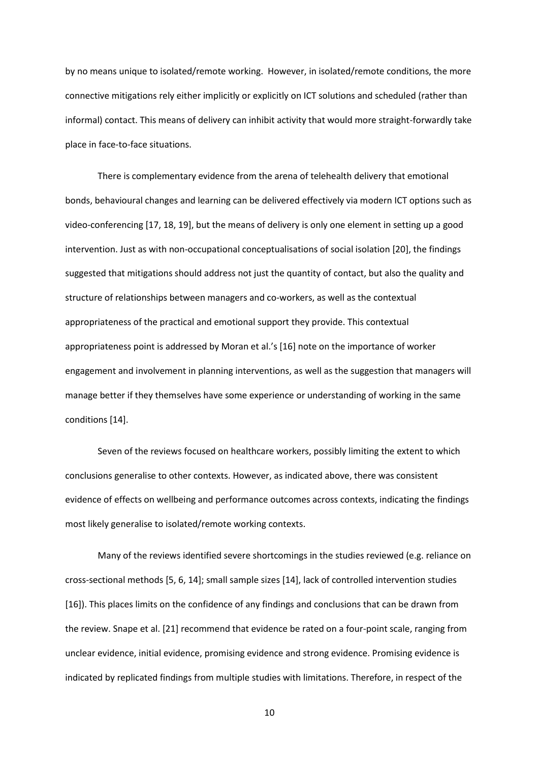by no means unique to isolated/remote working. However, in isolated/remote conditions, the more connective mitigations rely either implicitly or explicitly on ICT solutions and scheduled (rather than informal) contact. This means of delivery can inhibit activity that would more straight-forwardly take place in face-to-face situations.

There is complementary evidence from the arena of telehealth delivery that emotional bonds, behavioural changes and learning can be delivered effectively via modern ICT options such as video-conferencing [17, 18, 19], but the means of delivery is only one element in setting up a good intervention. Just as with non-occupational conceptualisations of social isolation [20], the findings suggested that mitigations should address not just the quantity of contact, but also the quality and structure of relationships between managers and co-workers, as well as the contextual appropriateness of the practical and emotional support they provide. This contextual appropriateness point is addressed by Moran et al.'s [16] note on the importance of worker engagement and involvement in planning interventions, as well as the suggestion that managers will manage better if they themselves have some experience or understanding of working in the same conditions [14].

Seven of the reviews focused on healthcare workers, possibly limiting the extent to which conclusions generalise to other contexts. However, as indicated above, there was consistent evidence of effects on wellbeing and performance outcomes across contexts, indicating the findings most likely generalise to isolated/remote working contexts.

Many of the reviews identified severe shortcomings in the studies reviewed (e.g. reliance on cross-sectional methods [5, 6, 14]; small sample sizes [14], lack of controlled intervention studies [16]). This places limits on the confidence of any findings and conclusions that can be drawn from the review. Snape et al. [21] recommend that evidence be rated on a four-point scale, ranging from unclear evidence, initial evidence, promising evidence and strong evidence. Promising evidence is indicated by replicated findings from multiple studies with limitations. Therefore, in respect of the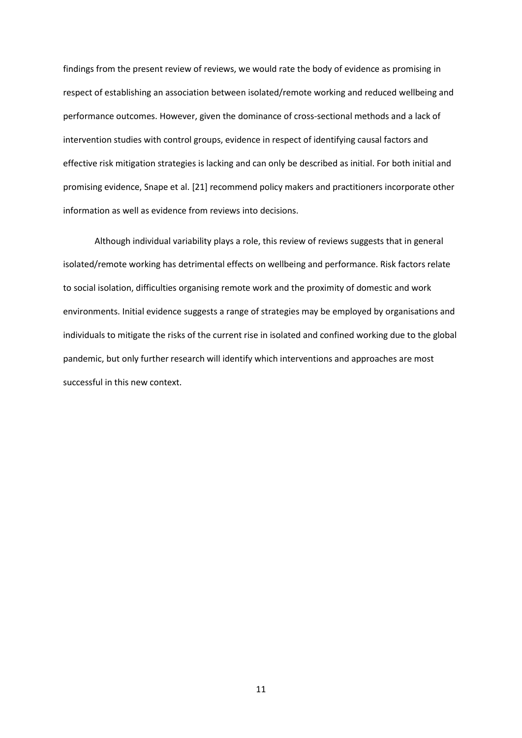findings from the present review of reviews, we would rate the body of evidence as promising in respect of establishing an association between isolated/remote working and reduced wellbeing and performance outcomes. However, given the dominance of cross-sectional methods and a lack of intervention studies with control groups, evidence in respect of identifying causal factors and effective risk mitigation strategies is lacking and can only be described as initial. For both initial and promising evidence, Snape et al. [21] recommend policy makers and practitioners incorporate other information as well as evidence from reviews into decisions.

Although individual variability plays a role, this review of reviews suggests that in general isolated/remote working has detrimental effects on wellbeing and performance. Risk factors relate to social isolation, difficulties organising remote work and the proximity of domestic and work environments. Initial evidence suggests a range of strategies may be employed by organisations and individuals to mitigate the risks of the current rise in isolated and confined working due to the global pandemic, but only further research will identify which interventions and approaches are most successful in this new context.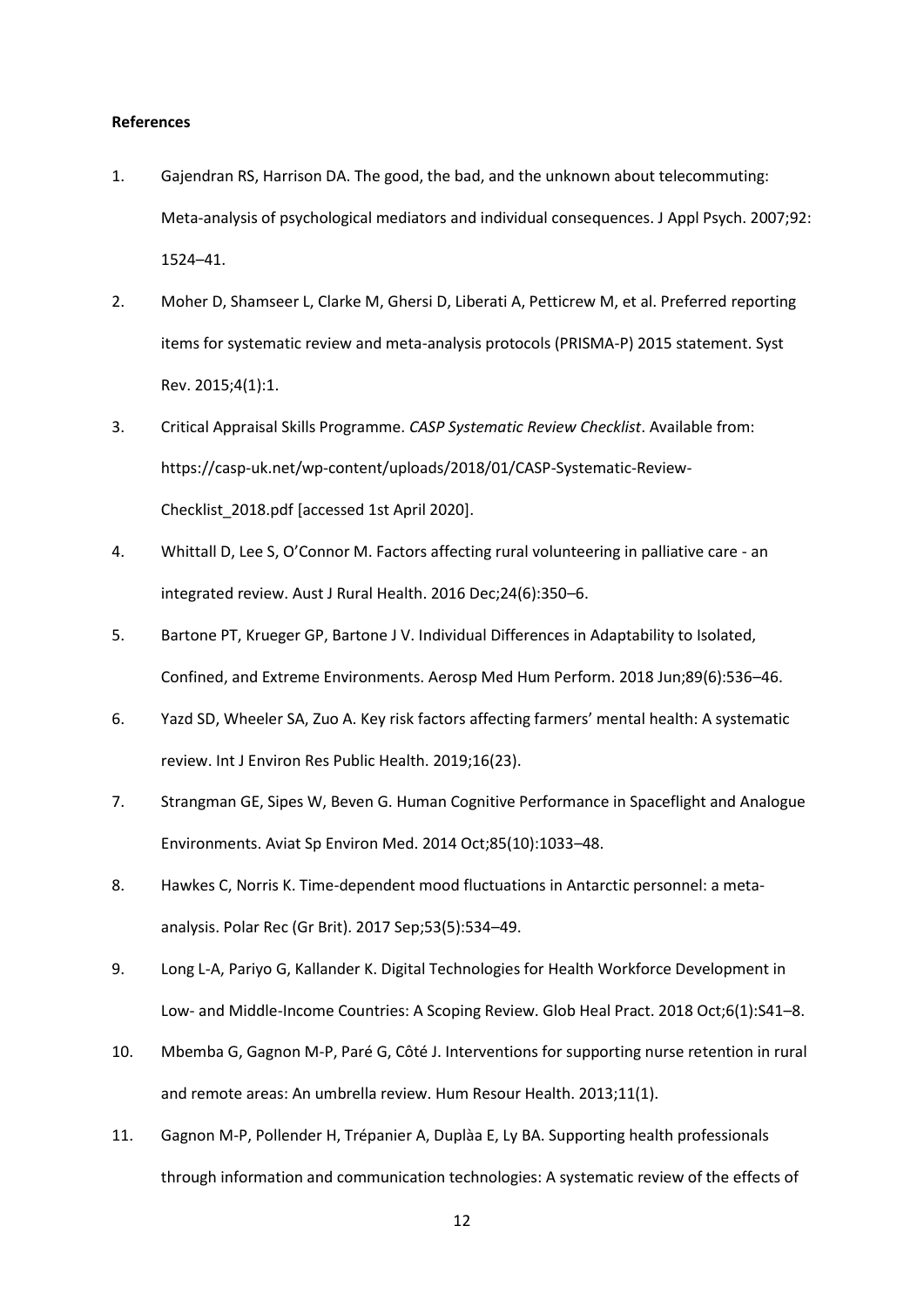**References**

1. Gajendran RS, Harrison DA. The good, the bad, and the unknown about telecommuting: Meta-analysis of psychological mediators and individual consequences. J Appl Psych. 2007;92: 1524–41.
2. Moher D, Shamseer L, Clarke M, Ghersi D, Liberati A, Petticrew M, et al. Preferred reporting items for systematic review and meta-analysis protocols (PRISMA-P) 2015 statement. Syst Rev. 2015;4(1):1.
3. Critical Appraisal Skills Programme. *CASP Systematic Review Checklist*. Available from: https://casp-uk.net/wp-content/uploads/2018/01/CASP-Systematic-Review-Checklist_2018.pdf [accessed 1st April 2020].
4. Whittall D, Lee S, O'Connor M. Factors affecting rural volunteering in palliative care - an integrated review. Aust J Rural Health. 2016 Dec;24(6):350–6.
5. Bartone PT, Krueger GP, Bartone J V. Individual Differences in Adaptability to Isolated, Confined, and Extreme Environments. Aerosp Med Hum Perform. 2018 Jun;89(6):536–46.
6. Yazd SD, Wheeler SA, Zuo A. Key risk factors affecting farmers' mental health: A systematic review. Int J Environ Res Public Health. 2019;16(23).
7. Strangman GE, Sipes W, Beven G. Human Cognitive Performance in Spaceflight and Analogue Environments. Aviat Sp Environ Med. 2014 Oct;85(10):1033–48.
8. Hawkes C, Norris K. Time-dependent mood fluctuations in Antarctic personnel: a meta-analysis. Polar Rec (Gr Brit). 2017 Sep;53(5):534–49.
9. Long L-A, Pariyo G, Kallander K. Digital Technologies for Health Workforce Development in Low- and Middle-Income Countries: A Scoping Review. Glob Heal Pract. 2018 Oct;6(1):S41–8.
10. Mbemba G, Gagnon M-P, Paré G, Côté J. Interventions for supporting nurse retention in rural and remote areas: An umbrella review. Hum Resour Health. 2013;11(1).
11. Gagnon M-P, Pollender H, Trépanier A, Duplàa E, Ly BA. Supporting health professionals through information and communication technologies: A systematic review of the effects of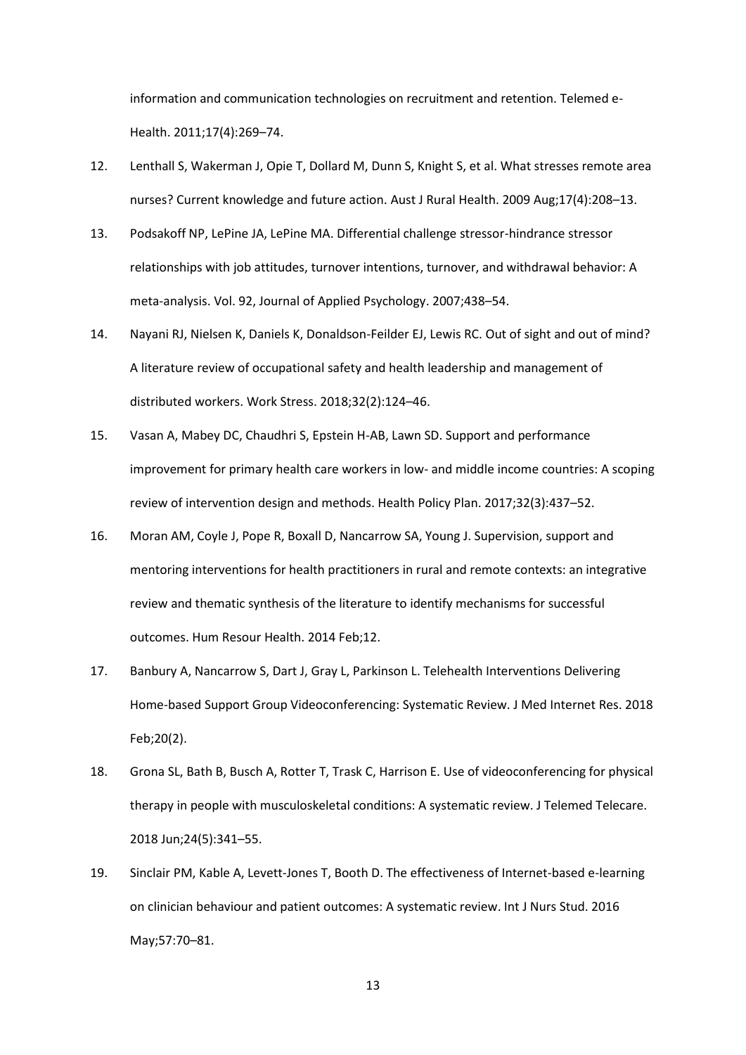information and communication technologies on recruitment and retention. Telemed e-Health. 2011;17(4):269–74.

12. Lenthall S, Wakerman J, Opie T, Dollard M, Dunn S, Knight S, et al. What stresses remote area nurses? Current knowledge and future action. Aust J Rural Health. 2009 Aug;17(4):208–13.
13. Podsakoff NP, LePine JA, LePine MA. Differential challenge stressor-hindrance stressor relationships with job attitudes, turnover intentions, turnover, and withdrawal behavior: A meta-analysis. Vol. 92, Journal of Applied Psychology. 2007;438–54.
14. Nayani RJ, Nielsen K, Daniels K, Donaldson-Feilder EJ, Lewis RC. Out of sight and out of mind? A literature review of occupational safety and health leadership and management of distributed workers. Work Stress. 2018;32(2):124–46.
15. Vasan A, Mabey DC, Chaudhri S, Epstein H-AB, Lawn SD. Support and performance improvement for primary health care workers in low- and middle income countries: A scoping review of intervention design and methods. Health Policy Plan. 2017;32(3):437–52.
16. Moran AM, Coyle J, Pope R, Boxall D, Nancarrow SA, Young J. Supervision, support and mentoring interventions for health practitioners in rural and remote contexts: an integrative review and thematic synthesis of the literature to identify mechanisms for successful outcomes. Hum Resour Health. 2014 Feb;12.
17. Banbury A, Nancarrow S, Dart J, Gray L, Parkinson L. Telehealth Interventions Delivering Home-based Support Group Videoconferencing: Systematic Review. J Med Internet Res. 2018 Feb;20(2).
18. Grona SL, Bath B, Busch A, Rotter T, Trask C, Harrison E. Use of videoconferencing for physical therapy in people with musculoskeletal conditions: A systematic review. J Telemed Telecare. 2018 Jun;24(5):341–55.
19. Sinclair PM, Kable A, Levett-Jones T, Booth D. The effectiveness of Internet-based e-learning on clinician behaviour and patient outcomes: A systematic review. Int J Nurs Stud. 2016 May;57:70–81.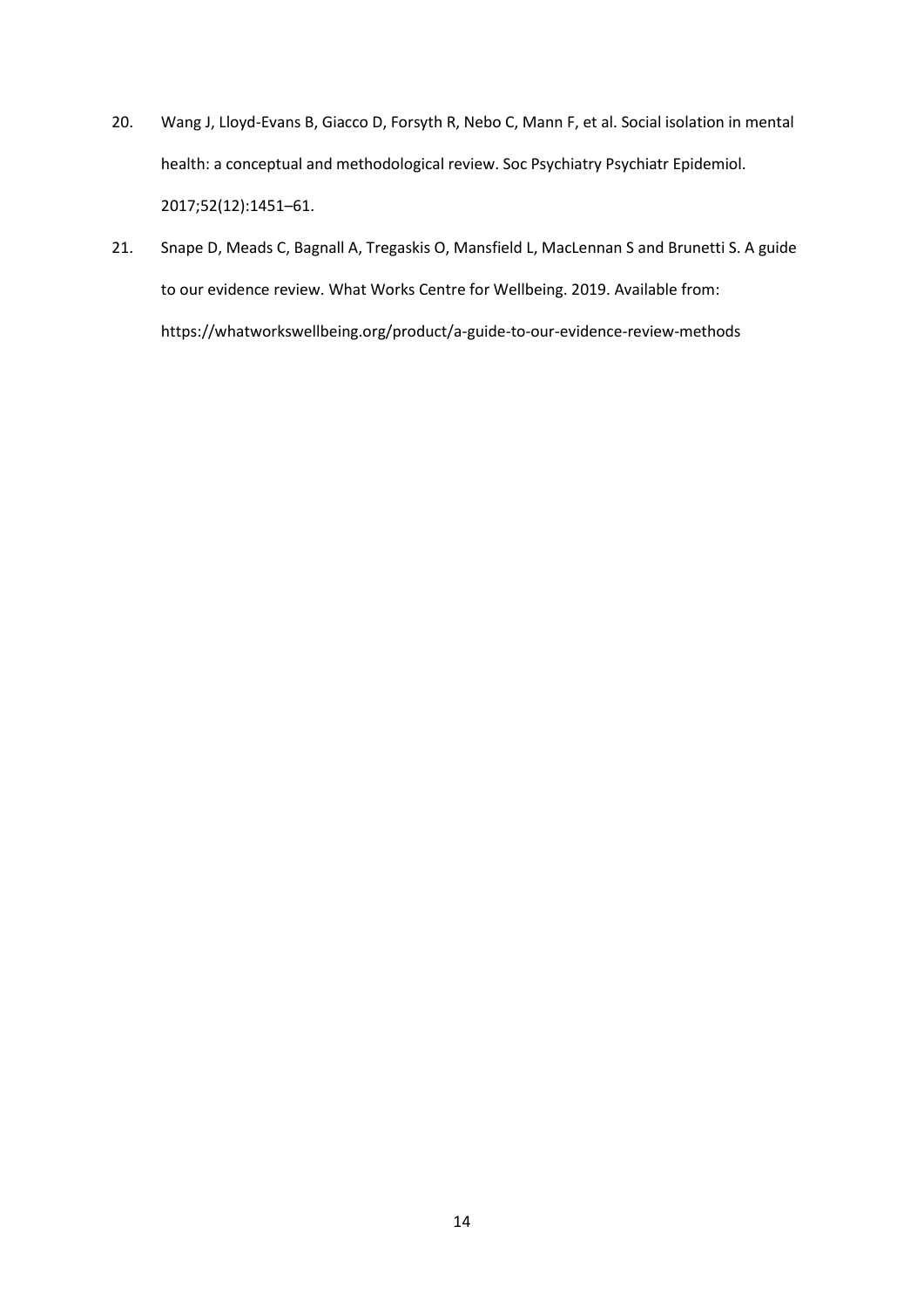20. Wang J, Lloyd-Evans B, Giacco D, Forsyth R, Nebo C, Mann F, et al. Social isolation in mental health: a conceptual and methodological review. Soc Psychiatry Psychiatr Epidemiol. 2017;52(12):1451–61.

21. Snape D, Meads C, Bagnall A, Tregaskis O, Mansfield L, MacLennan S and Brunetti S. A guide to our evidence review. What Works Centre for Wellbeing. 2019. Available from: https://whatworkswellbeing.org/product/a-guide-to-our-evidence-review-methods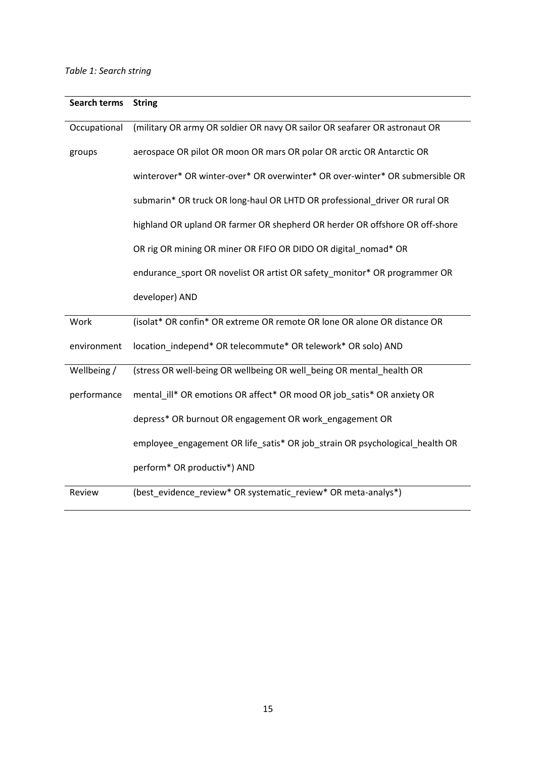*Table 1: Search string*

| Search terms | String |
|---|---|
| Occupational groups | (military OR army OR soldier OR navy OR sailor OR seafarer OR astronaut OR aerospace OR pilot OR moon OR mars OR polar OR arctic OR Antarctic OR winterover* OR winter-over* OR overwinter* OR over-winter* OR submersible OR submarin* OR truck OR long-haul OR LHTD OR professional_driver OR rural OR highland OR upland OR farmer OR shepherd OR herder OR offshore OR off-shore OR rig OR mining OR miner OR FIFO OR DIDO OR digital_nomad* OR endurance_sport OR novelist OR artist OR safety_monitor* OR programmer OR developer) AND |
| Work environment | (isolat* OR confin* OR extreme OR remote OR lone OR alone OR distance OR location_independ* OR telecommute* OR telework* OR solo) AND |
| Wellbeing / performance | (stress OR well-being OR wellbeing OR well_being OR mental_health OR mental_ill* OR emotions OR affect* OR mood OR job_satis* OR anxiety OR depress* OR burnout OR engagement OR work_engagement OR employee_engagement OR life_satis* OR job_strain OR psychological_health OR perform* OR productiv*) AND |
| Review | (best_evidence_review* OR systematic_review* OR meta-analys*) |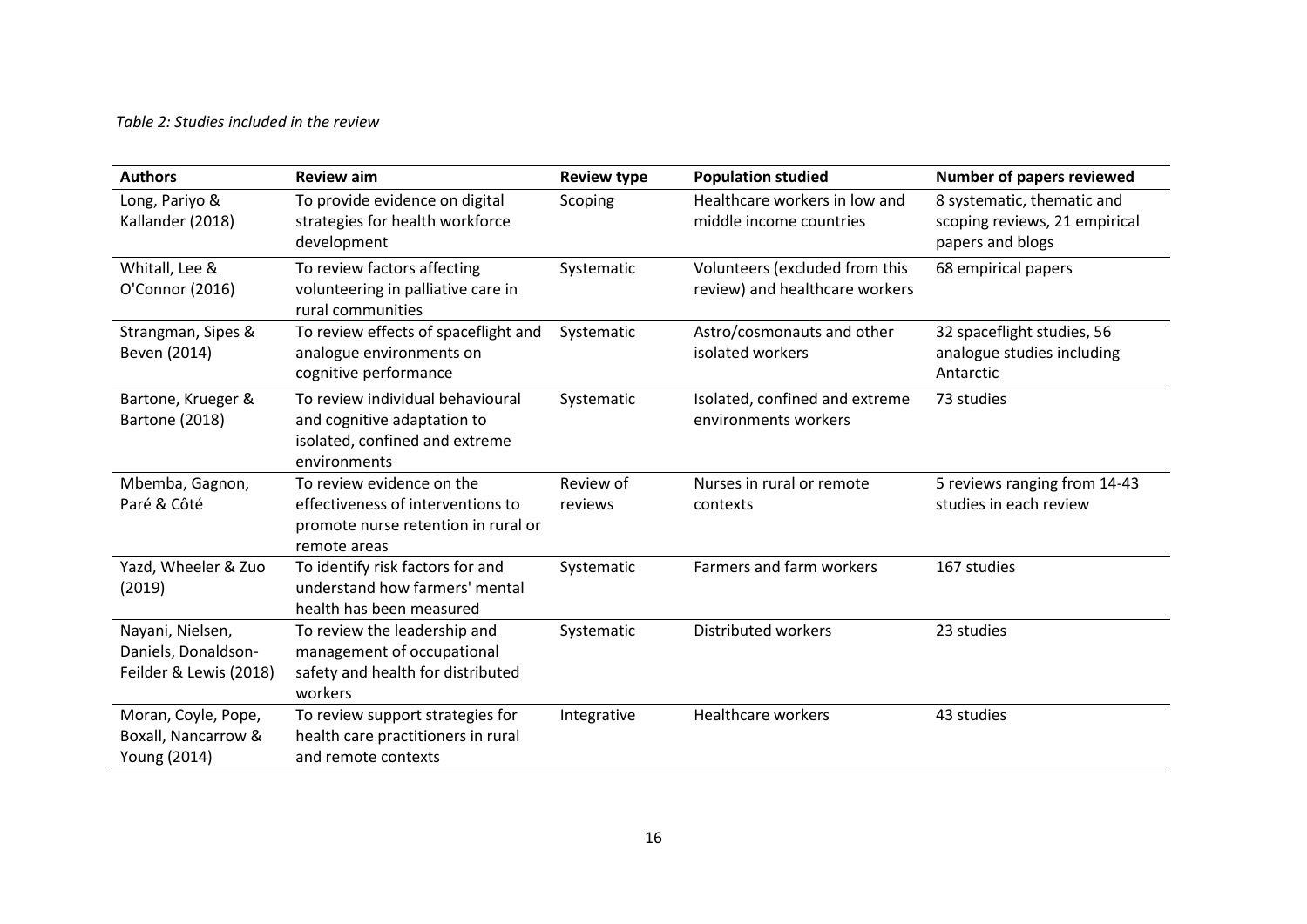*Table 2: Studies included in the review*

| Authors | Review aim | Review type | Population studied | Number of papers reviewed |
| --- | --- | --- | --- | --- |
| Long, Pariyo & Kallander (2018) | To provide evidence on digital strategies for health workforce development | Scoping | Healthcare workers in low and middle income countries | 8 systematic, thematic and scoping reviews, 21 empirical papers and blogs |
| Whitall, Lee & O'Connor (2016) | To review factors affecting volunteering in palliative care in rural communities | Systematic | Volunteers (excluded from this review) and healthcare workers | 68 empirical papers |
| Strangman, Sipes & Beven (2014) | To review effects of spaceflight and analogue environments on cognitive performance | Systematic | Astro/cosmonauts and other isolated workers | 32 spaceflight studies, 56 analogue studies including Antarctic |
| Bartone, Krueger & Bartone (2018) | To review individual behavioural and cognitive adaptation to isolated, confined and extreme environments | Systematic | Isolated, confined and extreme environments workers | 73 studies |
| Mbemba, Gagnon, Paré & Côté | To review evidence on the effectiveness of interventions to promote nurse retention in rural or remote areas | Review of reviews | Nurses in rural or remote contexts | 5 reviews ranging from 14-43 studies in each review |
| Yazd, Wheeler & Zuo (2019) | To identify risk factors for and understand how farmers' mental health has been measured | Systematic | Farmers and farm workers | 167 studies |
| Nayani, Nielsen, Daniels, Donaldson-Feilder & Lewis (2018) | To review the leadership and management of occupational safety and health for distributed workers | Systematic | Distributed workers | 23 studies |
| Moran, Coyle, Pope, Boxall, Nancarrow & Young (2014) | To review support strategies for health care practitioners in rural and remote contexts | Integrative | Healthcare workers | 43 studies |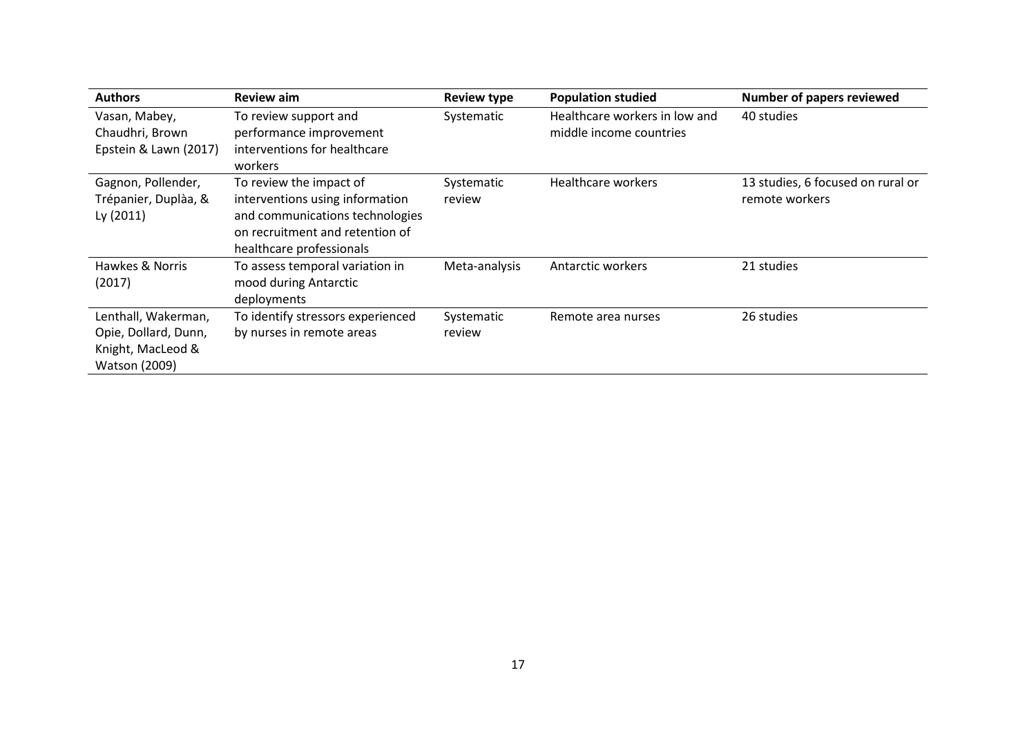| Authors | Review aim | Review type | Population studied | Number of papers reviewed |
|---|---|---|---|---|
| Vasan, Mabey, Chaudhri, Brown Epstein & Lawn (2017) | To review support and performance improvement interventions for healthcare workers | Systematic | Healthcare workers in low and middle income countries | 40 studies |
| Gagnon, Pollender, Trépanier, Duplàa, & Ly (2011) | To review the impact of interventions using information and communications technologies on recruitment and retention of healthcare professionals | Systematic review | Healthcare workers | 13 studies, 6 focused on rural or remote workers |
| Hawkes & Norris (2017) | To assess temporal variation in mood during Antarctic deployments | Meta-analysis | Antarctic workers | 21 studies |
| Lenthall, Wakerman, Opie, Dollard, Dunn, Knight, MacLeod & Watson (2009) | To identify stressors experienced by nurses in remote areas | Systematic review | Remote area nurses | 26 studies |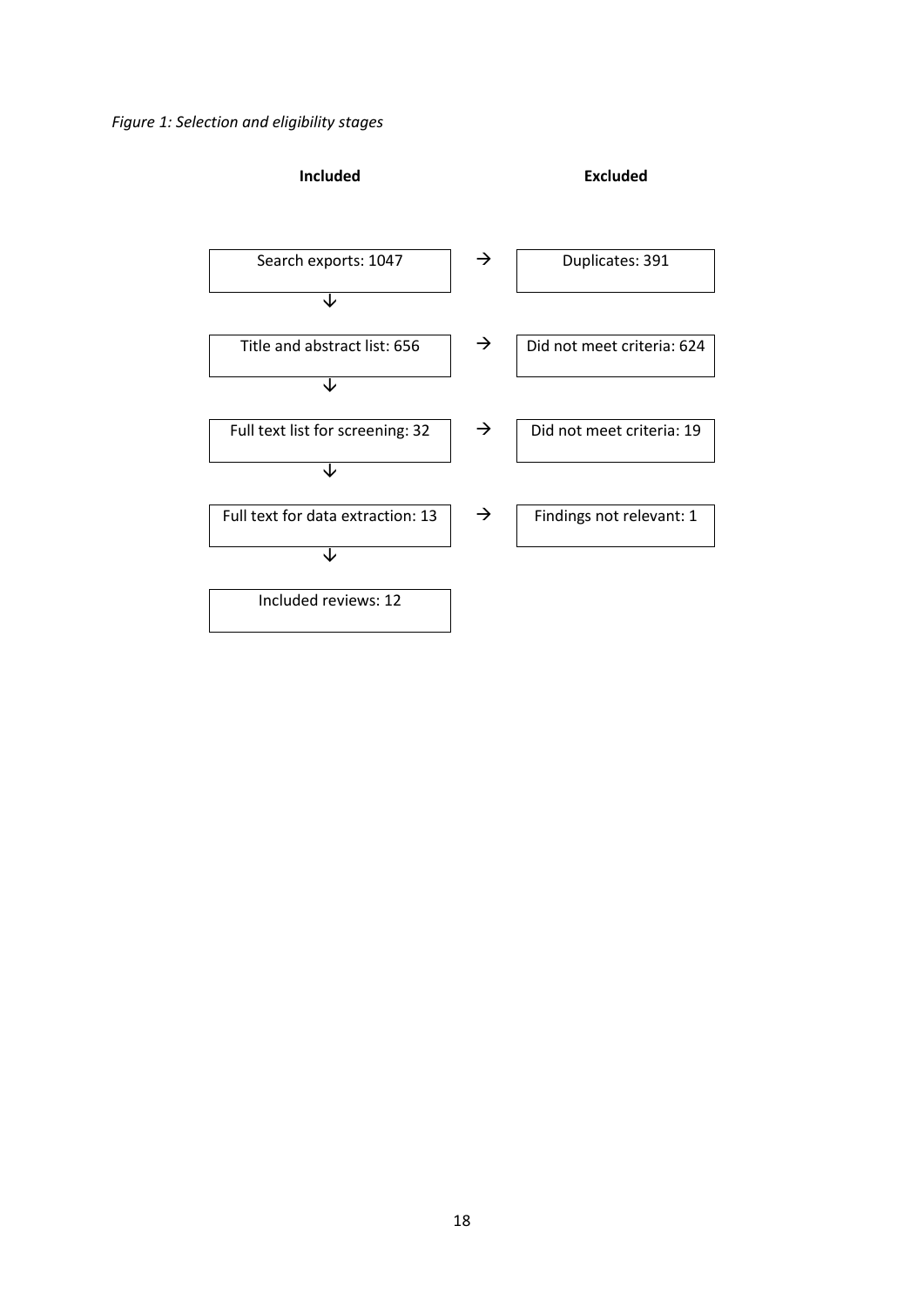*Figure 1: Selection and eligibility stages*

**Included**

**Excluded**

Search exports: 1047

Duplicates: 391

Title and abstract list: 656

Did not meet criteria: 624

Full text list for screening: 32

Did not meet criteria: 19

Full text for data extraction: 13

Findings not relevant: 1

Included reviews: 12